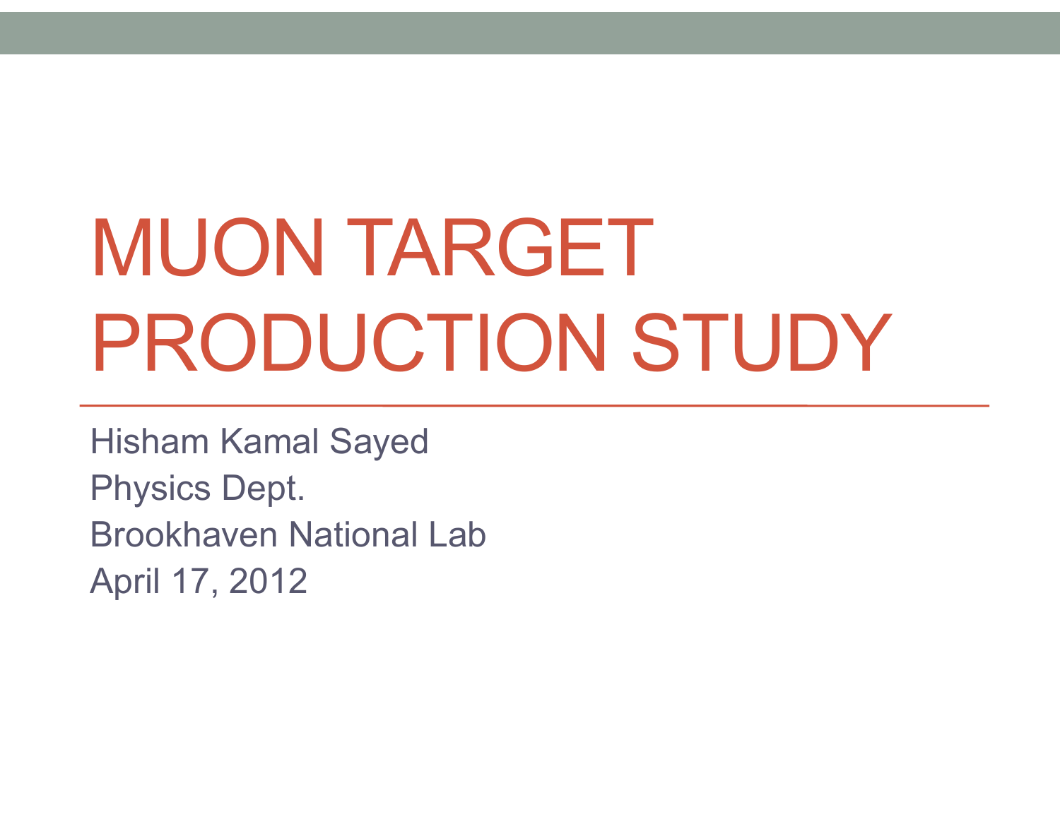# MUON TARGET PRODUCTION STUDY

Hisham Kamal Sayed
Physics Dept.
Brookhaven National Lab
April 17, 2012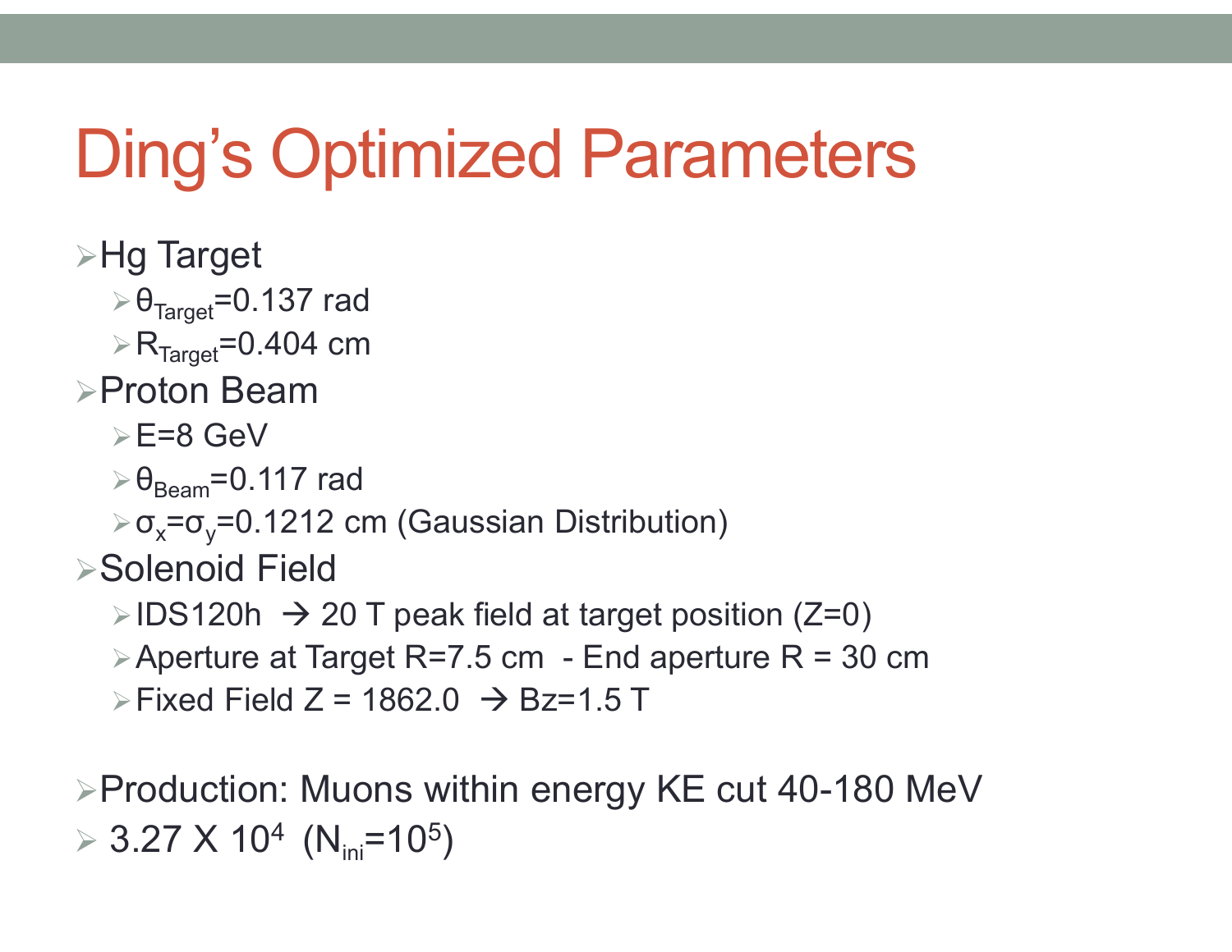# Ding's Optimized Parameters

- Hg Target
  - $\theta_{Target}$=0.137 rad
  - $R_{Target}$=0.404 cm
- Proton Beam
  - E=8 GeV
  - $\theta_{Beam}$=0.117 rad
  - $\sigma_x$=$\sigma_y$=0.1212 cm (Gaussian Distribution)
- Solenoid Field
  - IDS120h → 20 T peak field at target position (Z=0)
  - Aperture at Target R=7.5 cm - End aperture R = 30 cm
  - Fixed Field Z = 1862.0 → Bz=1.5 T

- Production: Muons within energy KE cut 40-180 MeV
- $3.27 \times 10^4$ ($N_{ini}=10^5$)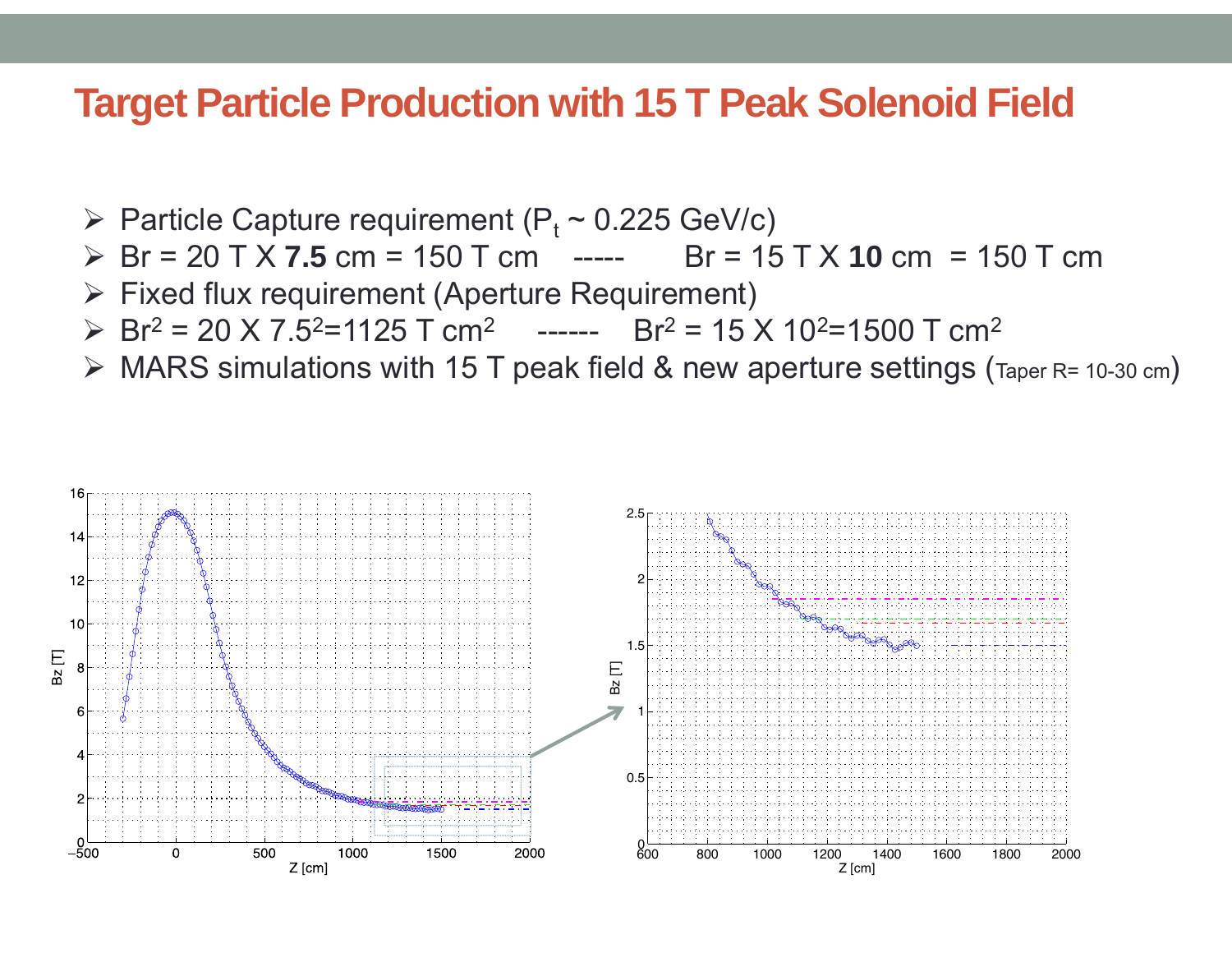# Target Particle Production with 15 T Peak Solenoid Field

- Particle Capture requirement ($P_t$ ~ 0.225 GeV/c)
- Br = 20 T X **7.5** cm = 150 T cm ----- Br = 15 T X **10** cm = 150 T cm
- Fixed flux requirement (Aperture Requirement)
- $Br^2 = 20 \times 7.5^2 = 1125$ T $cm^2$ ------ $Br^2 = 15 \times 10^2 = 1500$ T $cm^2$
- MARS simulations with 15 T peak field & new aperture settings (Taper R= 10-30 cm)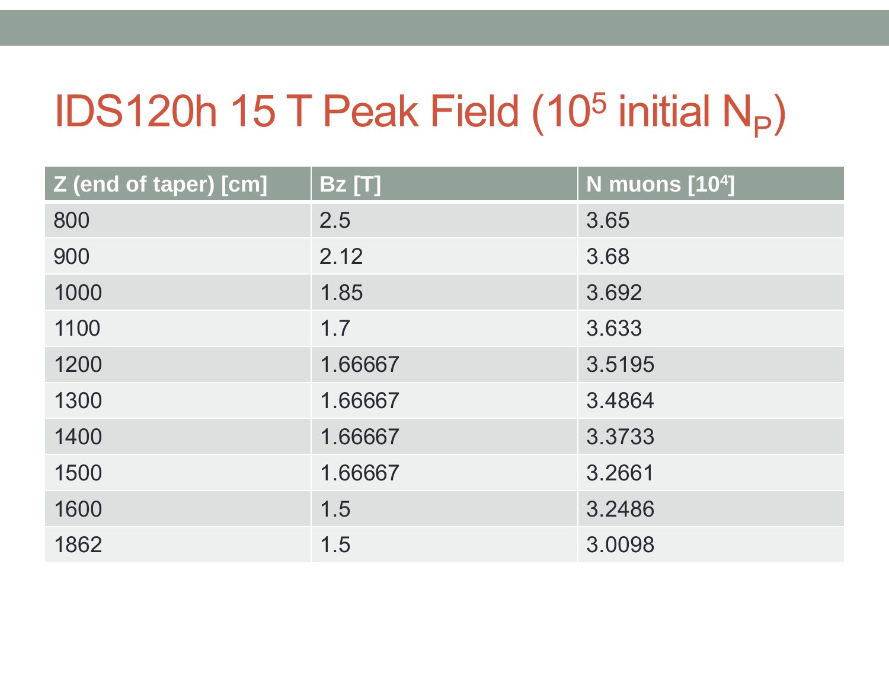# IDS120h 15 T Peak Field ($10^5$ initial $N_P$)

| Z (end of taper) [cm] | Bz [T] | N muons [$10^4$] |
|---|---|---|
| 800 | 2.5 | 3.65 |
| 900 | 2.12 | 3.68 |
| 1000 | 1.85 | 3.692 |
| 1100 | 1.7 | 3.633 |
| 1200 | 1.66667 | 3.5195 |
| 1300 | 1.66667 | 3.4864 |
| 1400 | 1.66667 | 3.3733 |
| 1500 | 1.66667 | 3.2661 |
| 1600 | 1.5 | 3.2486 |
| 1862 | 1.5 | 3.0098 |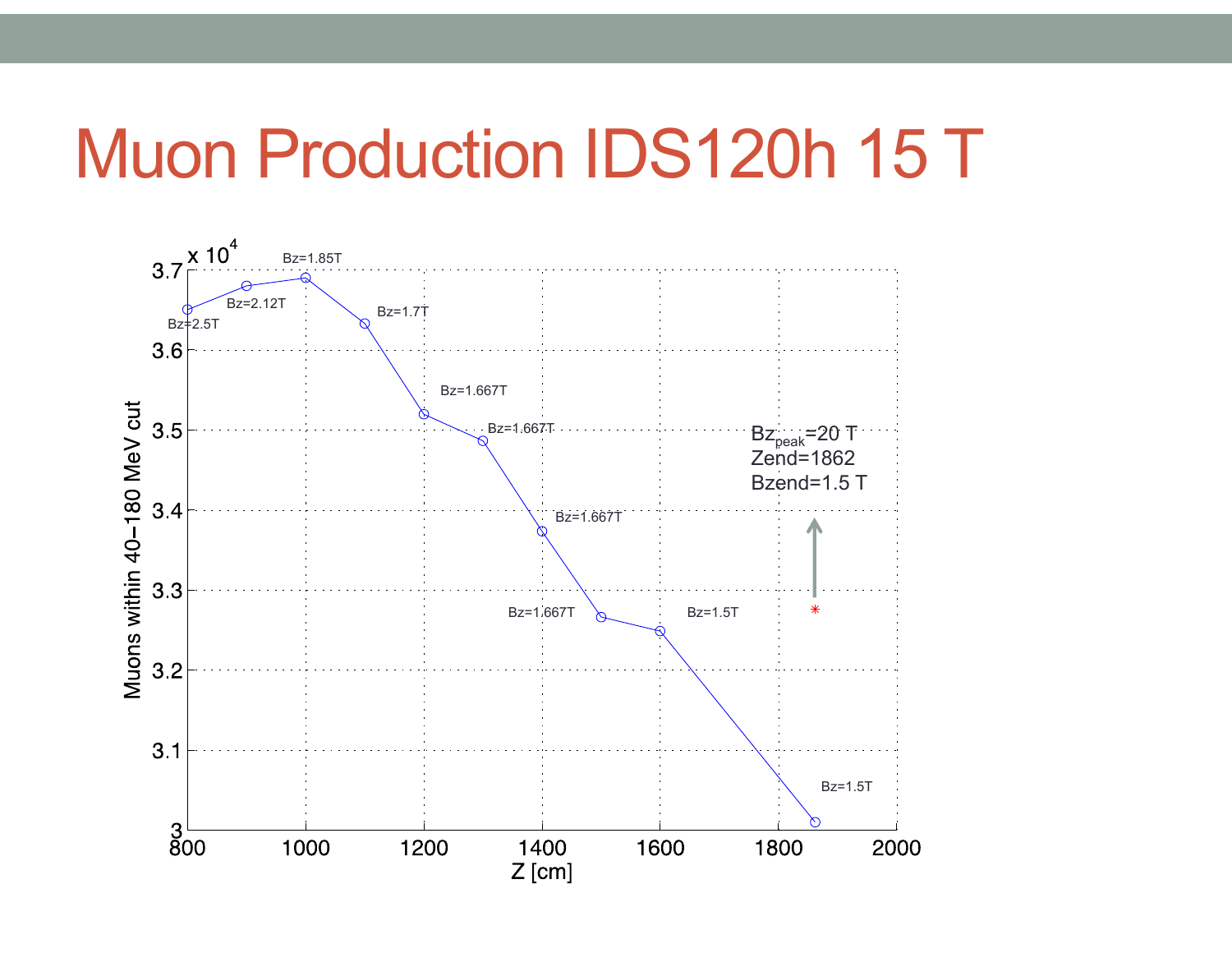# Muon Production IDS120h 15 T

x $10^4$

Muons within 40–180 MeV cut

Z [cm]

Bz=2.5T, Bz=2.12T, Bz=1.85T, Bz=1.7T, Bz=1.667T, Bz=1.667T, Bz=1.667T, Bz=1.667T, Bz=1.5T, Bz=1.5T

$Bz_{peak}$=20 T
Zend=1862
Bzend=1.5 T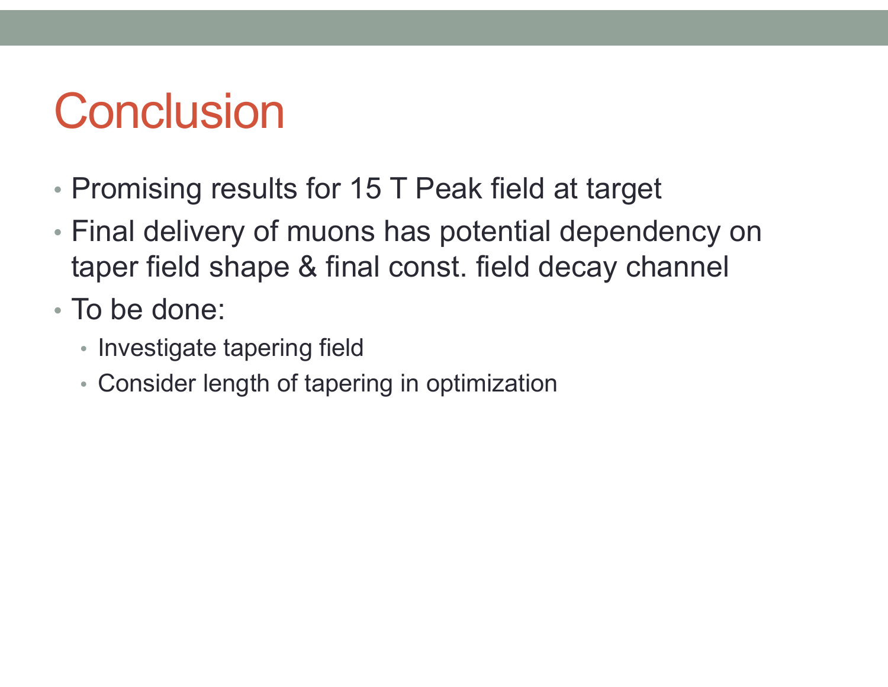# Conclusion

- Promising results for 15 T Peak field at target
- Final delivery of muons has potential dependency on taper field shape & final const. field decay channel
- To be done:
  - Investigate tapering field
  - Consider length of tapering in optimization